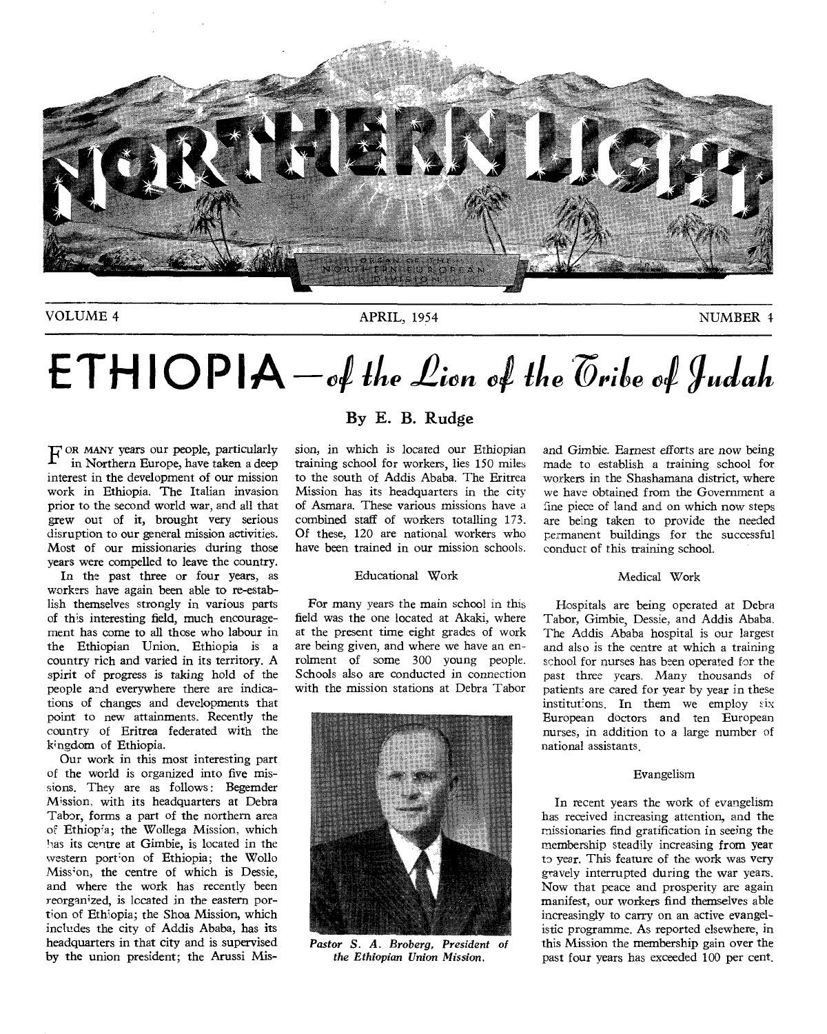# NORTHERN LIGHT

ORGAN OF THE NORTHERN EUROPEAN DIVISION

VOLUME 4 — APRIL, 1954 — NUMBER 4

# ETHIOPIA—*of the Lion of the Tribe of Judah*

**By E. B. Rudge**

FOR MANY years our people, particularly in Northern Europe, have taken a deep interest in the development of our mission work in Ethiopia. The Italian invasion prior to the second world war, and all that grew out of it, brought very serious disruption to our general mission activities. Most of our missionaries during those years were compelled to leave the country.

In the past three or four years, as workers have again been able to re-establish themselves strongly in various parts of this interesting field, much encouragement has come to all those who labour in the Ethiopian Union. Ethiopia is a country rich and varied in its territory. A spirit of progress is taking hold of the people and everywhere there are indications of changes and developments that point to new attainments. Recently the country of Eritrea federated with the kingdom of Ethiopia.

Our work in this most interesting part of the world is organized into five missions. They are as follows: Begemder Mission, with its headquarters at Debra Tabor, forms a part of the northern area of Ethiopia; the Wollega Mission, which has its centre at Gimbie, is located in the western portion of Ethiopia; the Wollo Mission, the centre of which is Dessie, and where the work has recently been reorganized, is located in the eastern portion of Ethiopia; the Shoa Mission, which includes the city of Addis Ababa, has its headquarters in that city and is supervised by the union president; the Arussi Mission, in which is located our Ethiopian training school for workers, lies 150 miles to the south of Addis Ababa. The Eritrea Mission has its headquarters in the city of Asmara. These various missions have a combined staff of workers totalling 173. Of these, 120 are national workers who have been trained in our mission schools.

### Educational Work

For many years the main school in this field was the one located at Akaki, where at the present time eight grades of work are being given, and where we have an enrolment of some 300 young people. Schools also are conducted in connection with the mission stations at Debra Tabor and Gimbie. Earnest efforts are now being made to establish a training school for workers in the Shashamana district, where we have obtained from the Government a fine piece of land and on which now steps are being taken to provide the needed permanent buildings for the successful conduct of this training school.

*Pastor S. A. Broberg, President of the Ethiopian Union Mission.*

### Medical Work

Hospitals are being operated at Debra Tabor, Gimbie, Dessie, and Addis Ababa. The Addis Ababa hospital is our largest and also is the centre at which a training school for nurses has been operated for the past three years. Many thousands of patients are cared for year by year in these institutions. In them we employ six European doctors and ten European nurses, in addition to a large number of national assistants.

### Evangelism

In recent years the work of evangelism has received increasing attention, and the missionaries find gratification in seeing the membership steadily increasing from year to year. This feature of the work was very gravely interrupted during the war years. Now that peace and prosperity are again manifest, our workers find themselves able increasingly to carry on an active evangelistic programme. As reported elsewhere, in this Mission the membership gain over the past four years has exceeded 100 per cent.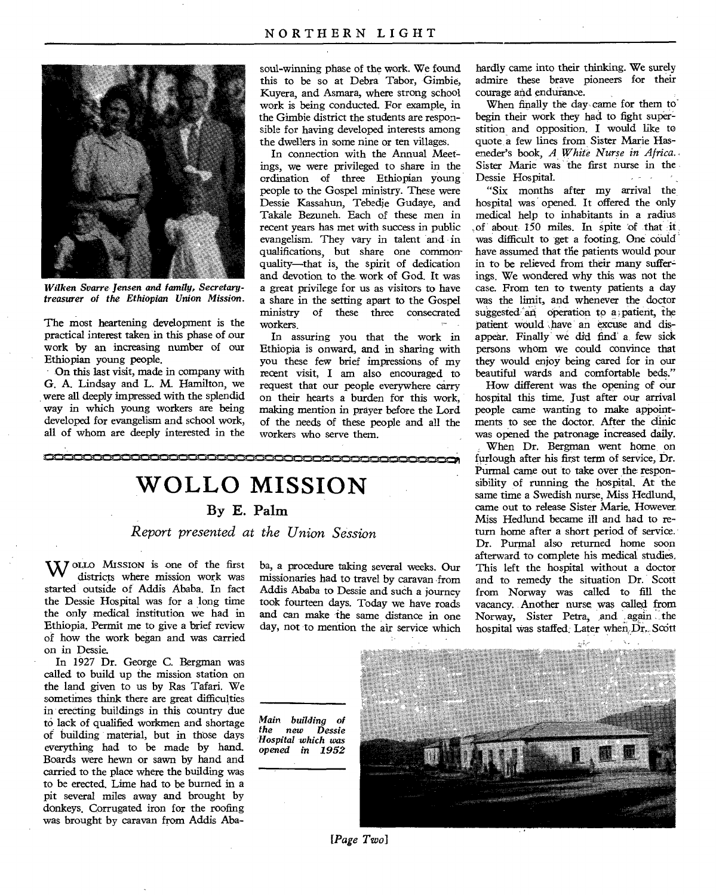*Wilken Svarre Jensen and family, Secretary-treasurer of the Ethiopian Union Mission.*

The most heartening development is the practical interest taken in this phase of our work by an increasing number of our Ethiopian young people.

On this last visit, made in company with G. A. Lindsay and L. M. Hamilton, we were all deeply impressed with the splendid way in which young workers are being developed for evangelism and school work, all of whom are deeply interested in the soul-winning phase of the work. We found this to be so at Debra Tabor, Gimbie, Kuyera, and Asmara, where strong school work is being conducted. For example, in the Gimbie district the students are responsible for having developed interests among the dwellers in some nine or ten villages.

In connection with the Annual Meetings, we were privileged to share in the ordination of three Ethiopian young people to the Gospel ministry. These were Dessie Kassahun, Tebedje Gudaye, and Takale Bezuneh. Each of these men in recent years has met with success in public evangelism. They vary in talent and in qualifications, but share one common quality—that is, the spirit of dedication and devotion to the work of God. It was a great privilege for us as visitors to have a share in the setting apart to the Gospel ministry of these three consecrated workers.

In assuring you that the work in Ethiopia is onward, and in sharing with you these few brief impressions of my recent visit, I am also encouraged to request that our people everywhere carry on their hearts a burden for this work, making mention in prayer before the Lord of the needs of these people and all the workers who serve them.

# WOLLO MISSION

## By E. Palm

*Report presented at the Union Session*

WOLLO MISSION is one of the first districts where mission work was started outside of Addis Ababa. In fact the Dessie Hospital was for a long time the only medical institution we had in Ethiopia. Permit me to give a brief review of how the work began and was carried on in Dessie.

In 1927 Dr. George C. Bergman was called to build up the mission station on the land given to us by Ras Tafari. We sometimes think there are great difficulties in erecting buildings in this country due to lack of qualified workmen and shortage of building material, but in those days everything had to be made by hand. Boards were hewn or sawn by hand and carried to the place where the building was to be erected. Lime had to be burned in a pit several miles away and brought by donkeys. Corrugated iron for the roofing was brought by caravan from Addis Ababa, a procedure taking several weeks. Our missionaries had to travel by caravan from Addis Ababa to Dessie and such a journey took fourteen days. Today we have roads and can make the same distance in one day, not to mention the air service which hardly came into their thinking. We surely admire these brave pioneers for their courage and endurance.

When finally the day came for them to begin their work they had to fight superstition and opposition. I would like to quote a few lines from Sister Marie Haseneder's book, *A White Nurse in Africa*. Sister Marie was the first nurse in the Dessie Hospital.

"Six months after my arrival the hospital was opened. It offered the only medical help to inhabitants in a radius of about 150 miles. In spite of that it was difficult to get a footing. One could have assumed that the patients would pour in to be relieved from their many sufferings. We wondered why this was not the case. From ten to twenty patients a day was the limit, and whenever the doctor suggested an operation to a patient, the patient would have an excuse and disappear. Finally we did find a few sick persons whom we could convince that they would enjoy being cared for in our beautiful wards and comfortable beds."

How different was the opening of our hospital this time. Just after our arrival people came wanting to make appointments to see the doctor. After the clinic was opened the patronage increased daily.

When Dr. Bergman went home on furlough after his first term of service, Dr. Purmal came out to take over the responsibility of running the hospital. At the same time a Swedish nurse, Miss Hedlund, came out to release Sister Marie. However, Miss Hedlund became ill and had to return home after a short period of service. Dr. Purmal also returned home soon afterward to complete his medical studies. This left the hospital without a doctor and to remedy the situation Dr. Scott from Norway was called to fill the vacancy. Another nurse was called from Norway, Sister Petra, and again the hospital was staffed. Later when Dr. Scott

*Main building of the new Dessie Hospital which was opened in 1952*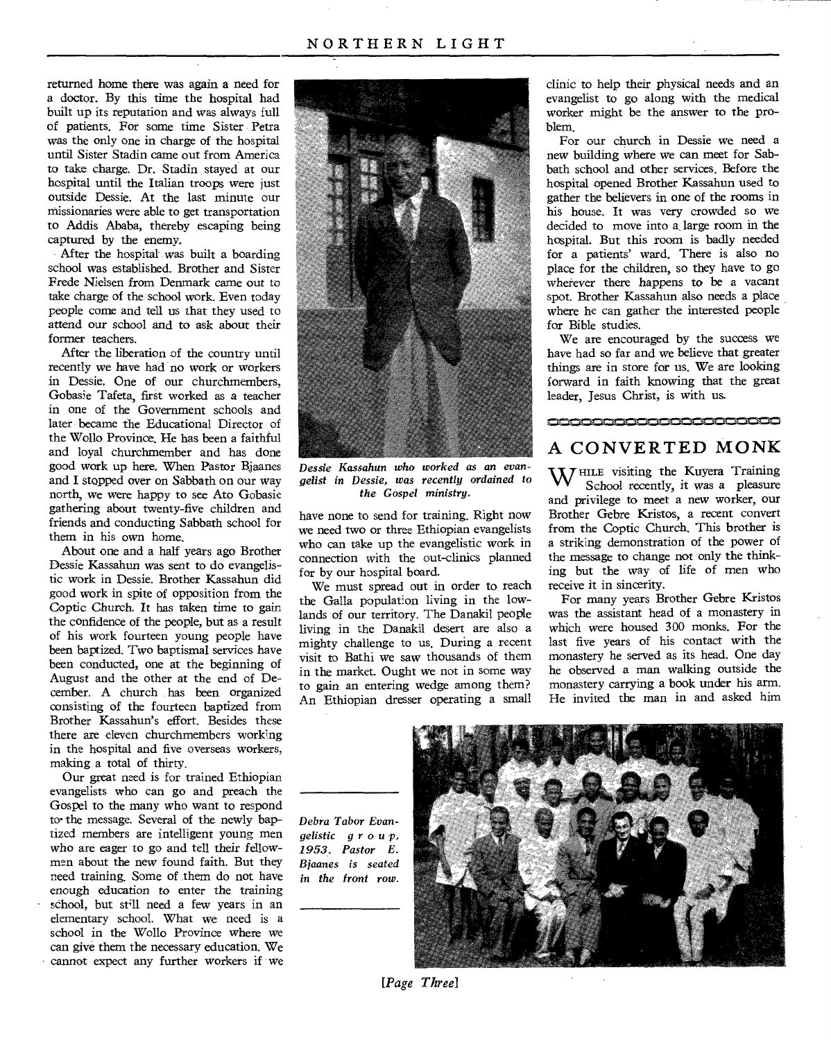returned home there was again a need for a doctor. By this time the hospital had built up its reputation and was always full of patients. For some time Sister Petra was the only one in charge of the hospital until Sister Stadin came out from America to take charge. Dr. Stadin stayed at our hospital until the Italian troops were just outside Dessie. At the last minute our missionaries were able to get transportation to Addis Ababa, thereby escaping being captured by the enemy.

After the hospital was built a boarding school was established. Brother and Sister Frede Nielsen from Denmark came out to take charge of the school work. Even today people come and tell us that they used to attend our school and to ask about their former teachers.

After the liberation of the country until recently we have had no work or workers in Dessie. One of our churchmembers, Gobasie Tafeta, first worked as a teacher in one of the Government schools and later became the Educational Director of the Wollo Province. He has been a faithful and loyal churchmember and has done good work up here. When Pastor Bjaanes and I stopped over on Sabbath on our way north, we were happy to see Ato Gobasie gathering about twenty-five children and friends and conducting Sabbath school for them in his own home.

About one and a half years ago Brother Dessie Kassahun was sent to do evangelistic work in Dessie. Brother Kassahun did good work in spite of opposition from the Coptic Church. It has taken time to gain the confidence of the people, but as a result of his work fourteen young people have been baptized. Two baptismal services have been conducted, one at the beginning of August and the other at the end of December. A church has been organized consisting of the fourteen baptized from Brother Kassahun's effort. Besides these there are eleven churchmembers working in the hospital and five overseas workers, making a total of thirty.

Our great need is for trained Ethiopian evangelists who can go and preach the Gospel to the many who want to respond to the message. Several of the newly baptized members are intelligent young men who are eager to go and tell their fellowmen about the new found faith. But they need training. Some of them do not have enough education to enter the training school, but still need a few years in an elementary school. What we need is a school in the Wollo Province where we can give them the necessary education. We cannot expect any further workers if we have none to send for training. Right now we need two or three Ethiopian evangelists who can take up the evangelistic work in connection with the out-clinics planned for by our hospital board.

*Dessie Kassahun who worked as an evangelist in Dessie, was recently ordained to the Gospel ministry.*

We must spread out in order to reach the Galla population living in the lowlands of our territory. The Danakil people living in the Danakil desert are also a mighty challenge to us. During a recent visit to Bathi we saw thousands of them in the market. Ought we not in some way to gain an entering wedge among them? An Ethiopian dresser operating a small clinic to help their physical needs and an evangelist to go along with the medical worker might be the answer to the problem.

For our church in Dessie we need a new building where we can meet for Sabbath school and other services. Before the hospital opened Brother Kassahun used to gather the believers in one of the rooms in his house. It was very crowded so we decided to move into a large room in the hospital. But this room is badly needed for a patients' ward. There is also no place for the children, so they have to go wherever there happens to be a vacant spot. Brother Kassahun also needs a place where he can gather the interested people for Bible studies.

We are encouraged by the success we have had so far and we believe that greater things are in store for us. We are looking forward in faith knowing that the great leader, Jesus Christ, is with us.

## A CONVERTED MONK

While visiting the Kuyera Training School recently, it was a pleasure and privilege to meet a new worker, our Brother Gebre Kristos, a recent convert from the Coptic Church. This brother is a striking demonstration of the power of the message to change not only the thinking but the way of life of men who receive it in sincerity.

For many years Brother Gebre Kristos was the assistant head of a monastery in which were housed 300 monks. For the last five years of his contact with the monastery he served as its head. One day he observed a man walking outside the monastery carrying a book under his arm. He invited the man in and asked him

*Debra Tabor Evangelistic group, 1953. Pastor E. Bjaanes is seated in the front row.*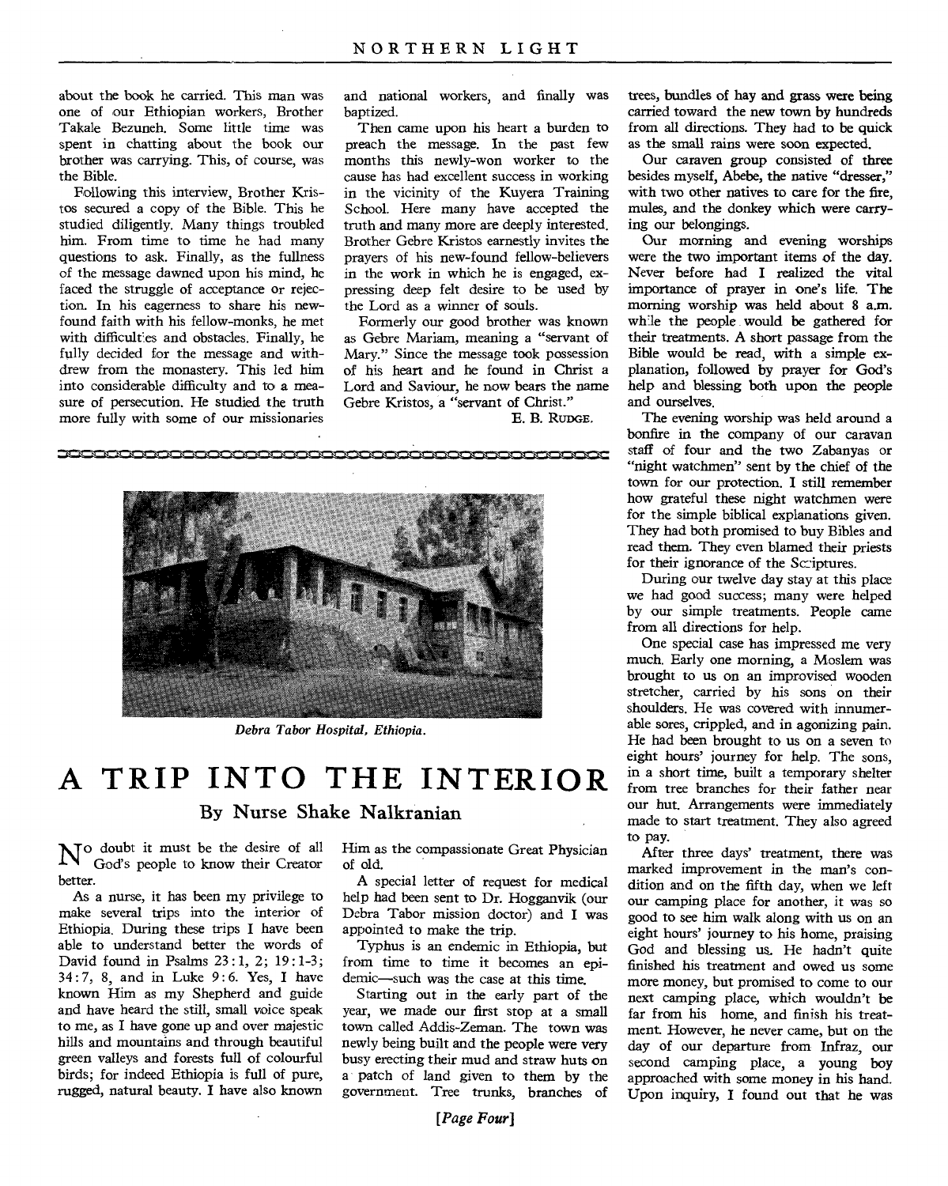about the book he carried. This man was one of our Ethiopian workers, Brother Takale Bezuneh. Some little time was spent in chatting about the book our brother was carrying. This, of course, was the Bible.

Following this interview, Brother Kristos secured a copy of the Bible. This he studied diligently. Many things troubled him. From time to time he had many questions to ask. Finally, as the fullness of the message dawned upon his mind, he faced the struggle of acceptance or rejection. In his eagerness to share his new-found faith with his fellow-monks, he met with difficulties and obstacles. Finally, he fully decided for the message and withdrew from the monastery. This led him into considerable difficulty and to a measure of persecution. He studied the truth more fully with some of our missionaries and national workers, and finally was baptized.

Then came upon his heart a burden to preach the message. In the past few months this newly-won worker to the cause has had excellent success in working in the vicinity of the Kuyera Training School. Here many have accepted the truth and many more are deeply interested. Brother Gebre Kristos earnestly invites the prayers of his new-found fellow-believers in the work in which he is engaged, expressing deep felt desire to be used by the Lord as a winner of souls.

Formerly our good brother was known as Gebre Mariam, meaning a "servant of Mary." Since the message took possession of his heart and he found in Christ a Lord and Saviour, he now bears the name Gebre Kristos, a "servant of Christ."

E. B. RUDGE.

*Debra Tabor Hospital, Ethiopia.*

# A TRIP INTO THE INTERIOR

### By Nurse Shake Nalkranian

No doubt it must be the desire of all God's people to know their Creator better.

As a nurse, it has been my privilege to make several trips into the interior of Ethiopia. During these trips I have been able to understand better the words of David found in Psalms 23:1, 2; 19:1-3; 34:7, 8, and in Luke 9:6. Yes, I have known Him as my Shepherd and guide and have heard the still, small voice speak to me, as I have gone up and over majestic hills and mountains and through beautiful green valleys and forests full of colourful birds; for indeed Ethiopia is full of pure, rugged, natural beauty. I have also known Him as the compassionate Great Physician of old.

A special letter of request for medical help had been sent to Dr. Hogganvik (our Debra Tabor mission doctor) and I was appointed to make the trip.

Typhus is an endemic in Ethiopia, but from time to time it becomes an epidemic—such was the case at this time.

Starting out in the early part of the year, we made our first stop at a small town called Addis-Zeman. The town was newly being built and the people were very busy erecting their mud and straw huts on a patch of land given to them by the government. Tree trunks, branches of trees, bundles of hay and grass were being carried toward the new town by hundreds from all directions. They had to be quick as the small rains were soon expected.

Our caravan group consisted of three besides myself, Abebe, the native "dresser," with two other natives to care for the fire, mules, and the donkey which were carrying our belongings.

Our morning and evening worships were the two important items of the day. Never before had I realized the vital importance of prayer in one's life. The morning worship was held about 8 a.m. while the people would be gathered for their treatments. A short passage from the Bible would be read, with a simple explanation, followed by prayer for God's help and blessing both upon the people and ourselves.

The evening worship was held around a bonfire in the company of our caravan staff of four and the two Zabanyas or "night watchmen" sent by the chief of the town for our protection. I still remember how grateful these night watchmen were for the simple biblical explanations given. They had both promised to buy Bibles and read them. They even blamed their priests for their ignorance of the Scriptures.

During our twelve day stay at this place we had good success; many were helped by our simple treatments. People came from all directions for help.

One special case has impressed me very much. Early one morning, a Moslem was brought to us on an improvised wooden stretcher, carried by his sons on their shoulders. He was covered with innumerable sores, crippled, and in agonizing pain. He had been brought to us on a seven to eight hours' journey for help. The sons, in a short time, built a temporary shelter from tree branches for their father near our hut. Arrangements were immediately made to start treatment. They also agreed to pay.

After three days' treatment, there was marked improvement in the man's condition and on the fifth day, when we left our camping place for another, it was so good to see him walk along with us on an eight hours' journey to his home, praising God and blessing us. He hadn't quite finished his treatment and owed us some more money, but promised to come to our next camping place, which wouldn't be far from his home, and finish his treatment. However, he never came, but on the day of our departure from Infraz, our second camping place, a young boy approached with some money in his hand. Upon inquiry, I found out that he was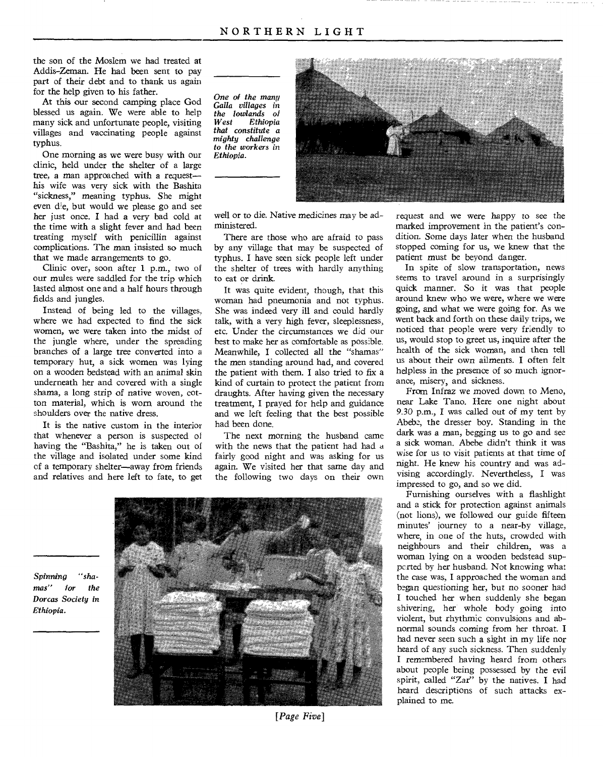the son of the Moslem we had treated at Addis-Zeman. He had been sent to pay part of their debt and to thank us again for the help given to his father.

At this our second camping place God blessed us again. We were able to help many sick and unfortunate people, visiting villages and vaccinating people against typhus.

One morning as we were busy with our clinic, held under the shelter of a large tree, a man approached with a request—his wife was very sick with the Bashita "sickness," meaning typhus. She might even die, but would we please go and see her just once. I had a very bad cold at the time with a slight fever and had been treating myself with penicillin against complications. The man insisted so much that we made arrangements to go.

Clinic over, soon after 1 p.m., two of our mules were saddled for the trip which lasted almost one and a half hours through fields and jungles.

Instead of being led to the villages, where we had expected to find the sick women, we were taken into the midst of the jungle where, under the spreading branches of a large tree converted into a temporary hut, a sick women was lying on a wooden bedstead with an animal skin underneath her and covered with a single shama, a long strip of native woven, cotton material, which is worn around the shoulders over the native dress.

It is the native custom in the interior that whenever a person is suspected of having the "Bashita," he is taken out of the village and isolated under some kind of a temporary shelter—away from friends and relatives and here left to fate, to get well or to die. Native medicines may be administered.

*One of the many Galla villages in the lowlands of West Ethiopia that constitute a mighty challenge to the workers in Ethiopia.*

There are those who are afraid to pass by any village that may be suspected of typhus. I have seen sick people left under the shelter of trees with hardly anything to eat or drink.

It was quite evident, though, that this woman had pneumonia and not typhus. She was indeed very ill and could hardly talk, with a very high fever, sleeplessness, etc. Under the circumstances we did our best to make her as comfortable as possible. Meanwhile, I collected all the "shamas" the men standing around had, and covered the patient with them. I also tried to fix a kind of curtain to protect the patient from draughts. After having given the necessary treatment, I prayed for help and guidance and we left feeling that the best possible had been done.

The next morning the husband came with the news that the patient had had a fairly good night and was asking for us again. We visited her that same day and the following two days on their own request and we were happy to see the marked improvement in the patient's condition. Some days later when the husband stopped coming for us, we knew that the patient must be beyond danger.

In spite of slow transportation, news seems to travel around in a surprisingly quick manner. So it was that people around knew who we were, where we were going, and what we were going for. As we went back and forth on these daily trips, we noticed that people were very friendly to us, would stop to greet us, inquire after the health of the sick woman, and then tell us about their own ailments. I often felt helpless in the presence of so much ignorance, misery, and sickness.

From Infraz we moved down to Meno, near Lake Tano. Here one night about 9.30 p.m., I was called out of my tent by Abebe, the dresser boy. Standing in the dark was a man, begging us to go and see a sick woman. Abebe didn't think it was wise for us to visit patients at that time of night. He knew his country and was advising accordingly. Nevertheless, I was impressed to go, and so we did.

Furnishing ourselves with a flashlight and a stick for protection against animals (not lions), we followed our guide fifteen minutes' journey to a near-by village, where, in one of the huts, crowded with neighbours and their children, was a woman lying on a wooden bedstead supported by her husband. Not knowing what the case was, I approached the woman and began questioning her, but no sooner had I touched her when suddenly she began shivering, her whole body going into violent, but rhythmic convulsions and abnormal sounds coming from her throat. I had never seen such a sight in my life nor heard of any such sickness. Then suddenly I remembered having heard from others about people being possessed by the evil spirit, called "Zar" by the natives. I had heard descriptions of such attacks explained to me.

*Spinning "shamas" for the Dorcas Society in Ethiopia.*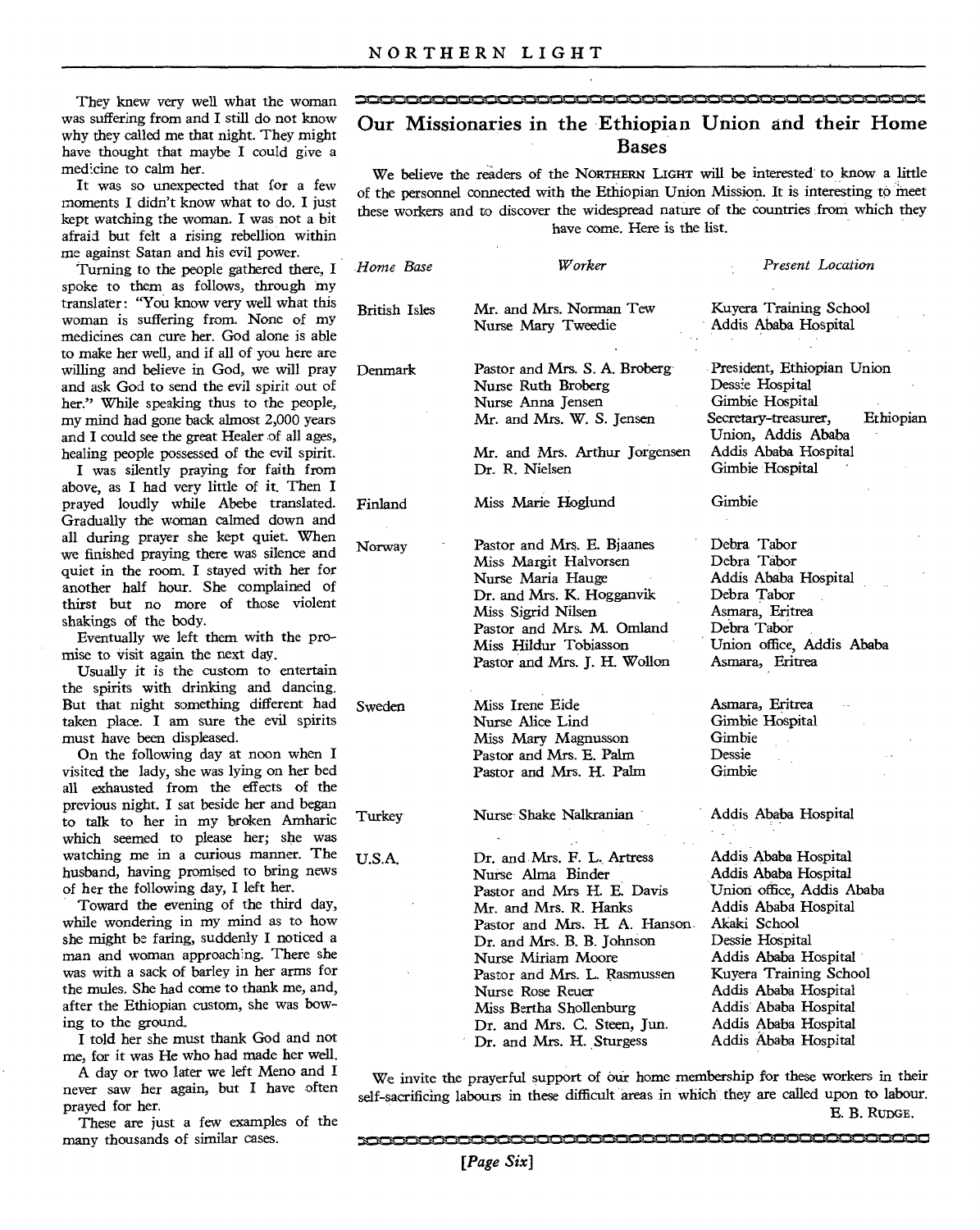They knew very well what the woman was suffering from and I still do not know why they called me that night. They might have thought that maybe I could give a medicine to calm her.

It was so unexpected that for a few moments I didn't know what to do. I just kept watching the woman. I was not a bit afraid but felt a rising rebellion within me against Satan and his evil power.

Turning to the people gathered there, I spoke to them as follows, through my translater: "You know very well what this woman is suffering from. None of my medicines can cure her. God alone is able to make her well, and if all of you here are willing and believe in God, we will pray and ask God to send the evil spirit out of her." While speaking thus to the people, my mind had gone back almost 2,000 years and I could see the great Healer of all ages, healing people possessed of the evil spirit.

I was silently praying for faith from above, as I had very little of it. Then I prayed loudly while Abebe translated. Gradually the woman calmed down and all during prayer she kept quiet. When we finished praying there was silence and quiet in the room. I stayed with her for another half hour. She complained of thirst but no more of those violent shakings of the body.

Eventually we left them with the promise to visit again the next day.

Usually it is the custom to entertain the spirits with drinking and dancing. But that night something different had taken place. I am sure the evil spirits must have been displeased.

On the following day at noon when I visited the lady, she was lying on her bed all exhausted from the effects of the previous night. I sat beside her and began to talk to her in my broken Amharic which seemed to please her; she was watching me in a curious manner. The husband, having promised to bring news of her the following day, I left her.

Toward the evening of the third day, while wondering in my mind as to how she might be faring, suddenly I noticed a man and woman approaching. There she was with a sack of barley in her arms for the mules. She had come to thank me, and, after the Ethiopian custom, she was bowing to the ground.

I told her she must thank God and not me, for it was He who had made her well.

A day or two later we left Meno and I never saw her again, but I have often prayed for her.

These are just a few examples of the many thousands of similar cases.

## Our Missionaries in the Ethiopian Union and their Home Bases

We believe the readers of the NORTHERN LIGHT will be interested to know a little of the personnel connected with the Ethiopian Union Mission. It is interesting to meet these workers and to discover the widespread nature of the countries from which they have come. Here is the list.

| *Home Base* | *Worker* | *Present Location* |
|---|---|---|
| British Isles | Mr. and Mrs. Norman Tew | Kuyera Training School |
| | Nurse Mary Tweedie | Addis Ababa Hospital |
| Denmark | Pastor and Mrs. S. A. Broberg | President, Ethiopian Union |
| | Nurse Ruth Broberg | Dessie Hospital |
| | Nurse Anna Jensen | Gimbie Hospital |
| | Mr. and Mrs. W. S. Jensen | Secretary-treasurer, Ethiopian Union, Addis Ababa |
| | Mr. and Mrs. Arthur Jorgensen | Addis Ababa Hospital |
| | Dr. R. Nielsen | Gimbie Hospital |
| Finland | Miss Marie Hoglund | Gimbie |
| Norway | Pastor and Mrs. E. Bjaanes | Debra Tabor |
| | Miss Margit Halvorsen | Debra Tabor |
| | Nurse Maria Hauge | Addis Ababa Hospital |
| | Dr. and Mrs. K. Hogganvik | Debra Tabor |
| | Miss Sigrid Nilsen | Asmara, Eritrea |
| | Pastor and Mrs. M. Omland | Debra Tabor |
| | Miss Hildur Tobiasson | Union office, Addis Ababa |
| | Pastor and Mrs. J. H. Wollon | Asmara, Eritrea |
| Sweden | Miss Irene Eide | Asmara, Eritrea |
| | Nurse Alice Lind | Gimbie Hospital |
| | Miss Mary Magnusson | Gimbie |
| | Pastor and Mrs. E. Palm | Dessie |
| | Pastor and Mrs. H. Palm | Gimbie |
| Turkey | Nurse Shake Nalkranian | Addis Ababa Hospital |
| U.S.A. | Dr. and Mrs. F. L. Artress | Addis Ababa Hospital |
| | Nurse Alma Binder | Addis Ababa Hospital |
| | Pastor and Mrs H. E. Davis | Union office, Addis Ababa |
| | Mr. and Mrs. R. Hanks | Addis Ababa Hospital |
| | Pastor and Mrs. H. A. Hanson | Akaki School |
| | Dr. and Mrs. B. B. Johnson | Dessie Hospital |
| | Nurse Miriam Moore | Addis Ababa Hospital |
| | Pastor and Mrs. L. Rasmussen | Kuyera Training School |
| | Nurse Rose Reuer | Addis Ababa Hospital |
| | Miss Bertha Shollenburg | Addis Ababa Hospital |
| | Dr. and Mrs. C. Steen, Jun. | Addis Ababa Hospital |
| | Dr. and Mrs. H. Sturgess | Addis Ababa Hospital |

We invite the prayerful support of our home membership for these workers in their self-sacrificing labours in these difficult areas in which they are called upon to labour.

E. B. RUDGE.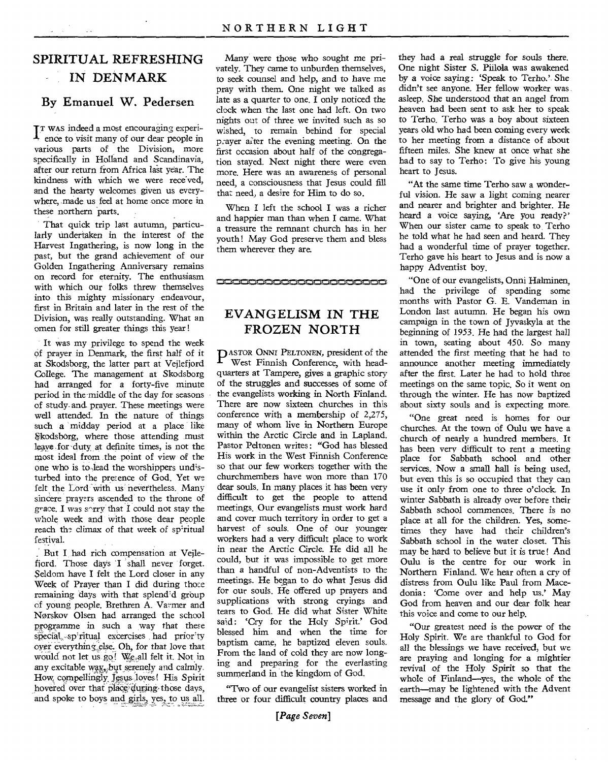## SPIRITUAL REFRESHING IN DENMARK

### By Emanuel W. Pedersen

IT WAS indeed a most encouraging experience to visit many of our dear people in various parts of the Division, more specifically in Holland and Scandinavia, after our return from Africa last year. The kindness with which we were received, and the hearty welcomes given us everywhere, made us feel at home once more in these northern parts.

That quick trip last autumn, particularly undertaken in the interest of the Harvest Ingathering, is now long in the past, but the grand achievement of our Golden Ingathering Anniversary remains on record for eternity. The enthusiasm with which our folks threw themselves into this mighty missionary endeavour, first in Britain and later in the rest of the Division, was really outstanding. What an omen for still greater things this year!

It was my privilege to spend the week of prayer in Denmark, the first half of it at Skodsborg, the latter part at Vejlefjord College. The management at Skodsborg had arranged for a forty-five minute period in the middle of the day for seasons of study and prayer. These meetings were well attended. In the nature of things such a midday period at a place like Skodsborg, where those attending must leave for duty at definite times, is not the most ideal from the point of view of the one who is to lead the worshippers undisturbed into the presence of God. Yet we felt the Lord with us nevertheless. Many sincere prayers ascended to the throne of grace. I was sorry that I could not stay the whole week and with those dear people reach the climax of that week of spiritual festival.

But I had rich compensation at Vejlefjord. Those days I shall never forget. Seldom have I felt the Lord closer in any Week of Prayer than I did during those remaining days with that splendid group of young people. Brethren A. Varmer and Nørskov Olsen had arranged the school programme in such a way that these special spiritual excercises had priority over everything else. Oh, for that love that would not let us go! We all felt it. Not in any excitable way, but serenely and calmly. How compellingly Jesus loves! His Spirit hovered over that place during those days, and spoke to boys and girls, yes, to us all.

Many were those who sought me privately. They came to unburden themselves, to seek counsel and help, and to have me pray with them. One night we talked as late as a quarter to one. I only noticed the clock when the last one had left. On two nights out of three we invited such as so wished, to remain behind for special prayer after the evening meeting. On the first occasion about half of the congregation stayed. Next night there were even more. Here was an awareness of personal need, a consciousness that Jesus could fill that need, a desire for Him to do so.

When I left the school I was a richer and happier man than when I came. What a treasure the remnant church has in her youth! May God preserve them and bless them wherever they are.

## EVANGELISM IN THE FROZEN NORTH

PASTOR ONNI PELTONEN, president of the West Finnish Conference, with headquarters at Tampere, gives a graphic story of the struggles and successes of some of the evangelists working in North Finland. There are now sixteen churches in this conference with a membership of 2,275, many of whom live in Northern Europe within the Arctic Circle and in Lapland. Pastor Peltonen writes: "God has blessed His work in the West Finnish Conference so that our few workers together with the churchmembers have won more than 170 dear souls. In many places it has been very difficult to get the people to attend meetings. Our evangelists must work hard and cover much territory in order to get a harvest of souls. One of our younger workers had a very difficult place to work in near the Arctic Circle. He did all he could, but it was impossible to get more than a handful of non-Adventists to the meetings. He began to do what Jesus did for our souls. He offered up prayers and supplications with strong cryings and tears to God. He did what Sister White said: 'Cry for the Holy Spirit.' God blessed him and when the time for baptism came, he baptized eleven souls. From the land of cold they are now longing and preparing for the everlasting summerland in the kingdom of God.

"Two of our evangelist sisters worked in three or four difficult country places and they had a real struggle for souls there. One night Sister S. Piilola was awakened by a voice saying: 'Speak to Terho.' She didn't see anyone. Her fellow worker was asleep. She understood that an angel from heaven had been sent to ask her to speak to Terho. Terho was a boy about sixteen years old who had been coming every week to her meeting from a distance of about fifteen miles. She knew at once what she had to say to Terho: To give his young heart to Jesus.

"At the same time Terho saw a wonderful vision. He saw a light coming nearer and nearer and brighter and brighter. He heard a voice saying, 'Are you ready?' When our sister came to speak to Terho he told what he had seen and heard. They had a wonderful time of prayer together. Terho gave his heart to Jesus and is now a happy Adventist boy.

"One of our evangelists, Onni Halminen, had the privilege of spending some months with Pastor G. E. Vandeman in London last autumn. He began his own campaign in the town of Jyvaskyla at the beginning of 1953. He had the largest hall in town, seating about 450. So many attended the first meeting that he had to announce another meeting immediately after the first. Later he had to hold three meetings on the same topic. So it went on through the winter. He has now baptized about sixty souls and is expecting more.

"One great need is homes for our churches. At the town of Oulu we have a church of nearly a hundred members. It has been very difficult to rent a meeting place for Sabbath school and other services. Now a small hall is being used, but even this is so occupied that they can use it only from one to three o'clock. In winter Sabbath is already over before their Sabbath school commences. There is no place at all for the children. Yes, sometimes they have had their children's Sabbath school in the water closet. This may be hard to believe but it is true! And Oulu is the centre for our work in Northern Finland. We hear often a cry of distress from Oulu like Paul from Macedonia: 'Come over and help us.' May God from heaven and our dear folk hear this voice and come to our help.

"Our greatest need is the power of the Holy Spirit. We are thankful to God for all the blessings we have received, but we are praying and longing for a mightier revival of the Holy Spirit so that the whole of Finland—yes, the whole of the earth—may be lightened with the Advent message and the glory of God."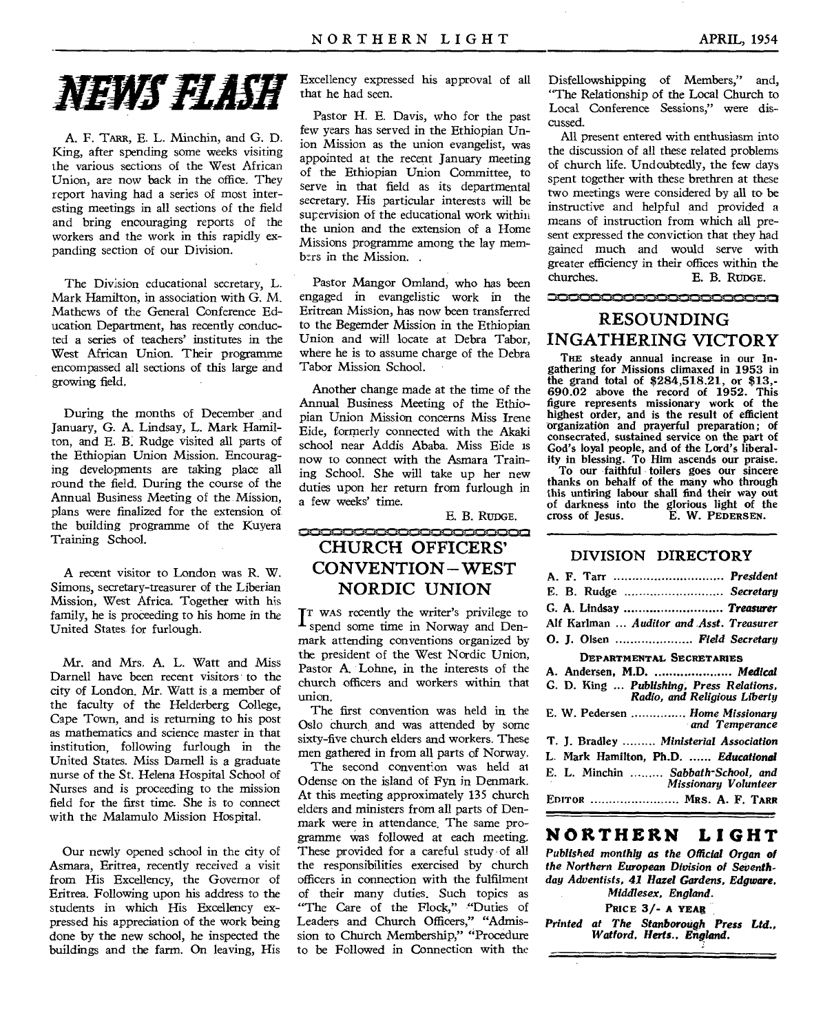# NEWS FLASH

A. F. TARR, E. L. Minchin, and G. D. King, after spending some weeks visiting the various sections of the West African Union, are now back in the office. They report having had a series of most interesting meetings in all sections of the field and bring encouraging reports of the workers and the work in this rapidly expanding section of our Division.

The Division educational secretary, L. Mark Hamilton, in association with G. M. Mathews of the General Conference Education Department, has recently conducted a series of teachers' institutes in the West African Union. Their programme encompassed all sections of this large and growing field.

During the months of December and January, G. A. Lindsay, L. Mark Hamilton, and E. B. Rudge visited all parts of the Ethiopian Union Mission. Encouraging developments are taking place all round the field. During the course of the Annual Business Meeting of the Mission, plans were finalized for the extension of the building programme of the Kuyera Training School.

A recent visitor to London was R. W. Simons, secretary-treasurer of the Liberian Mission, West Africa. Together with his family, he is proceeding to his home in the United States for furlough.

Mr. and Mrs. A. L. Watt and Miss Darnell have been recent visitors to the city of London. Mr. Watt is a member of the faculty of the Helderberg College, Cape Town, and is returning to his post as mathematics and science master in that institution, following furlough in the United States. Miss Darnell is a graduate nurse of the St. Helena Hospital School of Nurses and is proceeding to the mission field for the first time. She is to connect with the Malamulo Mission Hospital.

Our newly opened school in the city of Asmara, Eritrea, recently received a visit from His Excellency, the Governor of Eritrea. Following upon his address to the students in which His Excellency expressed his appreciation of the work being done by the new school, he inspected the buildings and the farm. On leaving, His Excellency expressed his approval of all that he had seen.

Pastor H. E. Davis, who for the past few years has served in the Ethiopian Union Mission as the union evangelist, was appointed at the recent January meeting of the Ethiopian Union Committee, to serve in that field as its departmental secretary. His particular interests will be supervision of the educational work within the union and the extension of a Home Missions programme among the lay members in the Mission.

Pastor Mangor Omland, who has been engaged in evangelistic work in the Eritrean Mission, has now been transferred to the Begemder Mission in the Ethiopian Union and will locate at Debra Tabor, where he is to assume charge of the Debra Tabor Mission School.

Another change made at the time of the Annual Business Meeting of the Ethiopian Union Mission concerns Miss Irene Eide, formerly connected with the Akaki school near Addis Ababa. Miss Eide is now to connect with the Asmara Training School. She will take up her new duties upon her return from furlough in a few weeks' time.

E. B. RUDGE.

## CHURCH OFFICERS' CONVENTION—WEST NORDIC UNION

IT WAS recently the writer's privilege to spend some time in Norway and Denmark attending conventions organized by the president of the West Nordic Union, Pastor A. Lohne, in the interests of the church officers and workers within that union.

The first convention was held in the Oslo church and was attended by some sixty-five church elders and workers. These men gathered in from all parts of Norway.

The second convention was held at Odense on the island of Fyn in Denmark. At this meeting approximately 135 church elders and ministers from all parts of Denmark were in attendance. The same programme was followed at each meeting. These provided for a careful study of all the responsibilities exercised by church officers in connection with the fulfilment of their many duties. Such topics as "The Care of the Flock," "Duties of Leaders and Church Officers," "Admission to Church Membership," "Procedure to be Followed in Connection with the Disfellowshipping of Members," and, "The Relationship of the Local Church to Local Conference Sessions," were discussed.

All present entered with enthusiasm into the discussion of all these related problems of church life. Undoubtedly, the few days spent together with these brethren at these two meetings were considered by all to be instructive and helpful and provided a means of instruction from which all present expressed the conviction that they had gained much and would serve with greater efficiency in their offices within the churches.

E. B. RUDGE.

## RESOUNDING INGATHERING VICTORY

THE steady annual increase in our Ingathering for Missions climaxed in 1953 in the grand total of $284,518.21, or $13,-690.02 above the record of 1952. This figure represents missionary work of the highest order, and is the result of efficient organization and prayerful preparation; of consecrated, sustained service on the part of God's loyal people, and of the Lord's liberality in blessing. To Him ascends our praise.

To our faithful toilers goes our sincere thanks on behalf of the many who through this untiring labour shall find their way out of darkness into the glorious light of the cross of Jesus.

E. W. PEDERSEN.

## DIVISION DIRECTORY

A. F. Tarr .............................. *President*
E. B. Rudge ........................... *Secretary*
G. A. Lindsay ........................... *Treasurer*
Alf Karlman ... *Auditor and Asst. Treasurer*
O. J. Olsen ..................... *Field Secretary*

**DEPARTMENTAL SECRETARIES**

A. Andersen, M.D. ..................... *Medical*
G. D. King ... *Publishing, Press Relations, Radio, and Religious Liberty*
E. W. Pedersen .............. *Home Missionary and Temperance*
T. J. Bradley ......... *Ministerial Association*
L. Mark Hamilton, Ph.D. ...... *Educational*
E. L. Minchin ......... *Sabbath-School, and Missionary Volunteer*
EDITOR ........................ MRS. A. F. TARR

## NORTHERN LIGHT

*Published monthly as the Official Organ of the Northern European Division of Seventh-day Adventists, 41 Hazel Gardens, Edgware, Middlesex, England.*

PRICE 3/- A YEAR

*Printed at The Stanborough Press Ltd., Watford, Herts., England.*